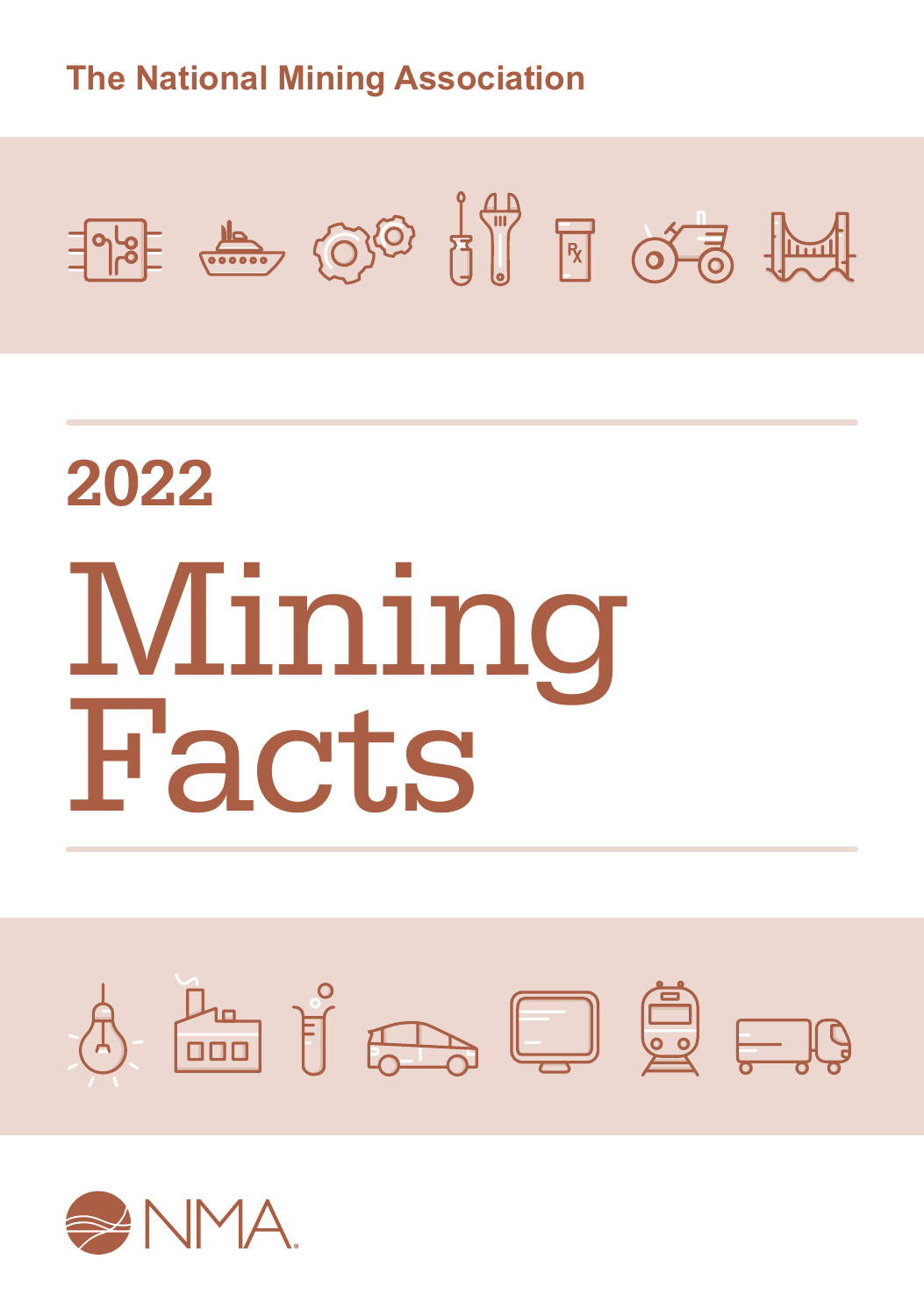The National Mining Association

2022

# Mining Facts

NMA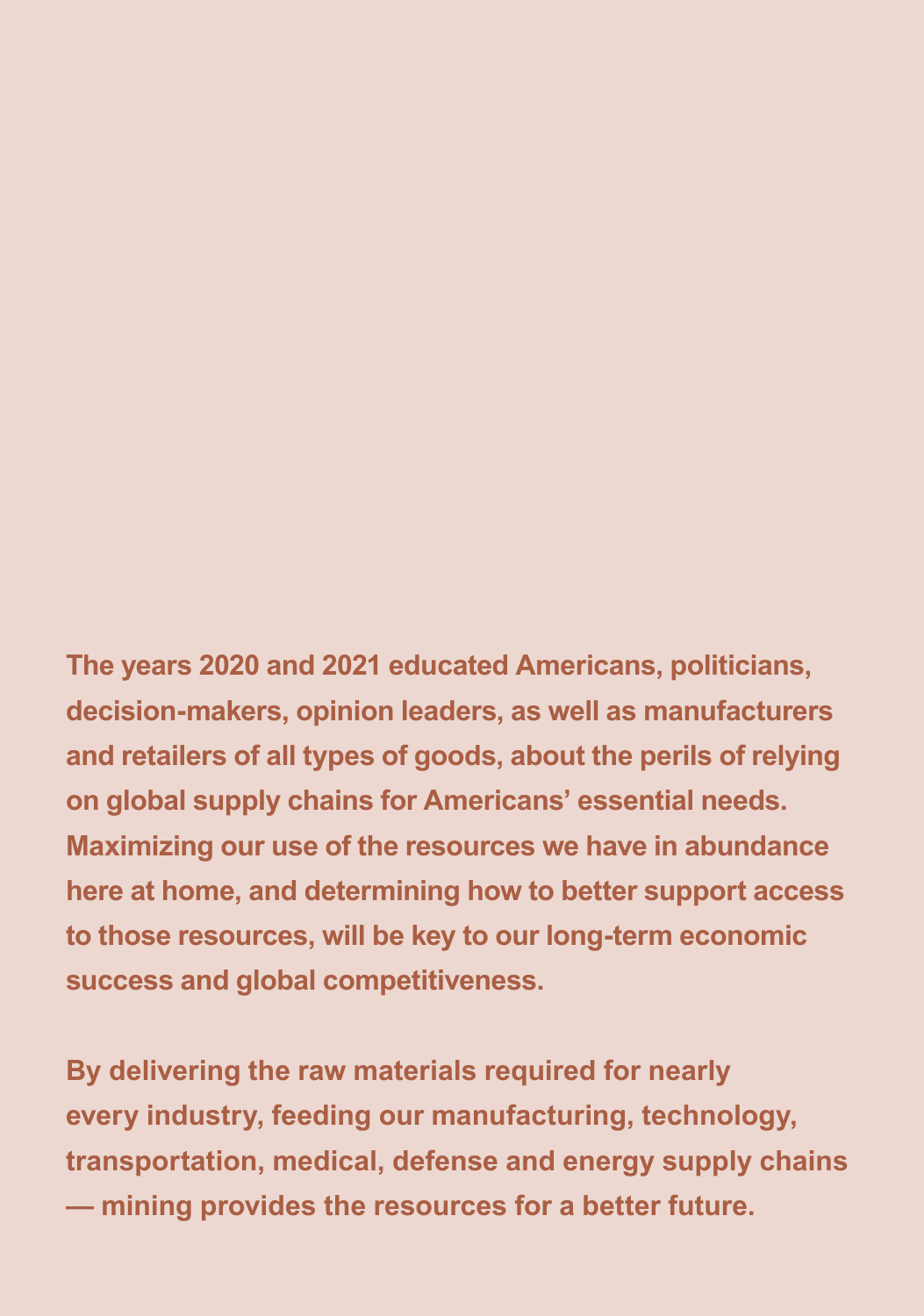**The years 2020 and 2021 educated Americans, politicians, decision-makers, opinion leaders, as well as manufacturers and retailers of all types of goods, about the perils of relying on global supply chains for Americans' essential needs. Maximizing our use of the resources we have in abundance here at home, and determining how to better support access to those resources, will be key to our long-term economic success and global competitiveness.**

**By delivering the raw materials required for nearly every industry, feeding our manufacturing, technology, transportation, medical, defense and energy supply chains — mining provides the resources for a better future.**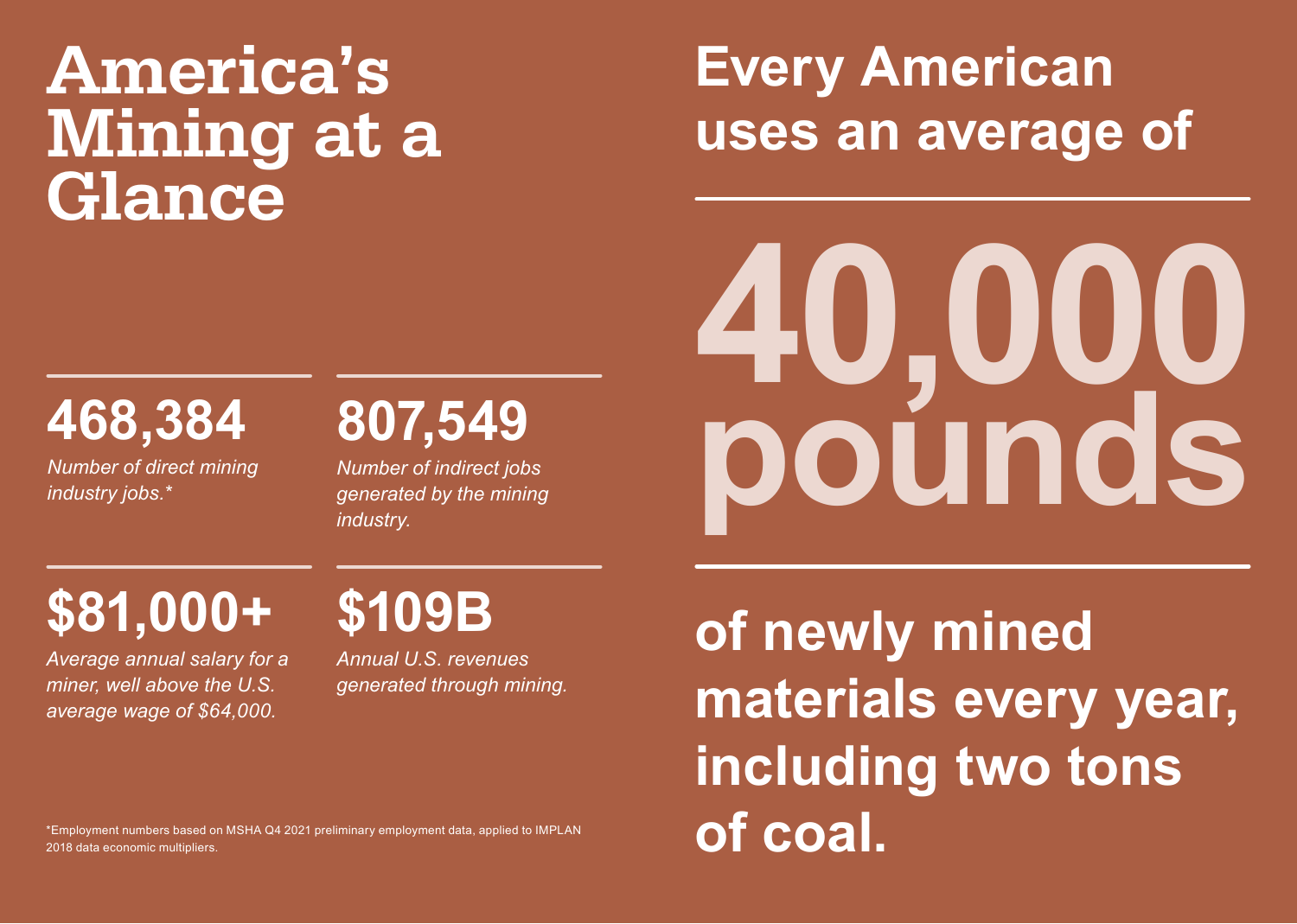# America's Mining at a Glance

**468,384**

*Number of direct mining industry jobs.**

**807,549**

*Number of indirect jobs generated by the mining industry.*

**$81,000+**

*Average annual salary for a miner, well above the U.S. average wage of $64,000.*

**$109B**

*Annual U.S. revenues generated through mining.*

*Employment numbers based on MSHA Q4 2021 preliminary employment data, applied to IMPLAN 2018 data economic multipliers.

## Every American uses an average of

# 40,000 pounds

## of newly mined materials every year, including two tons of coal.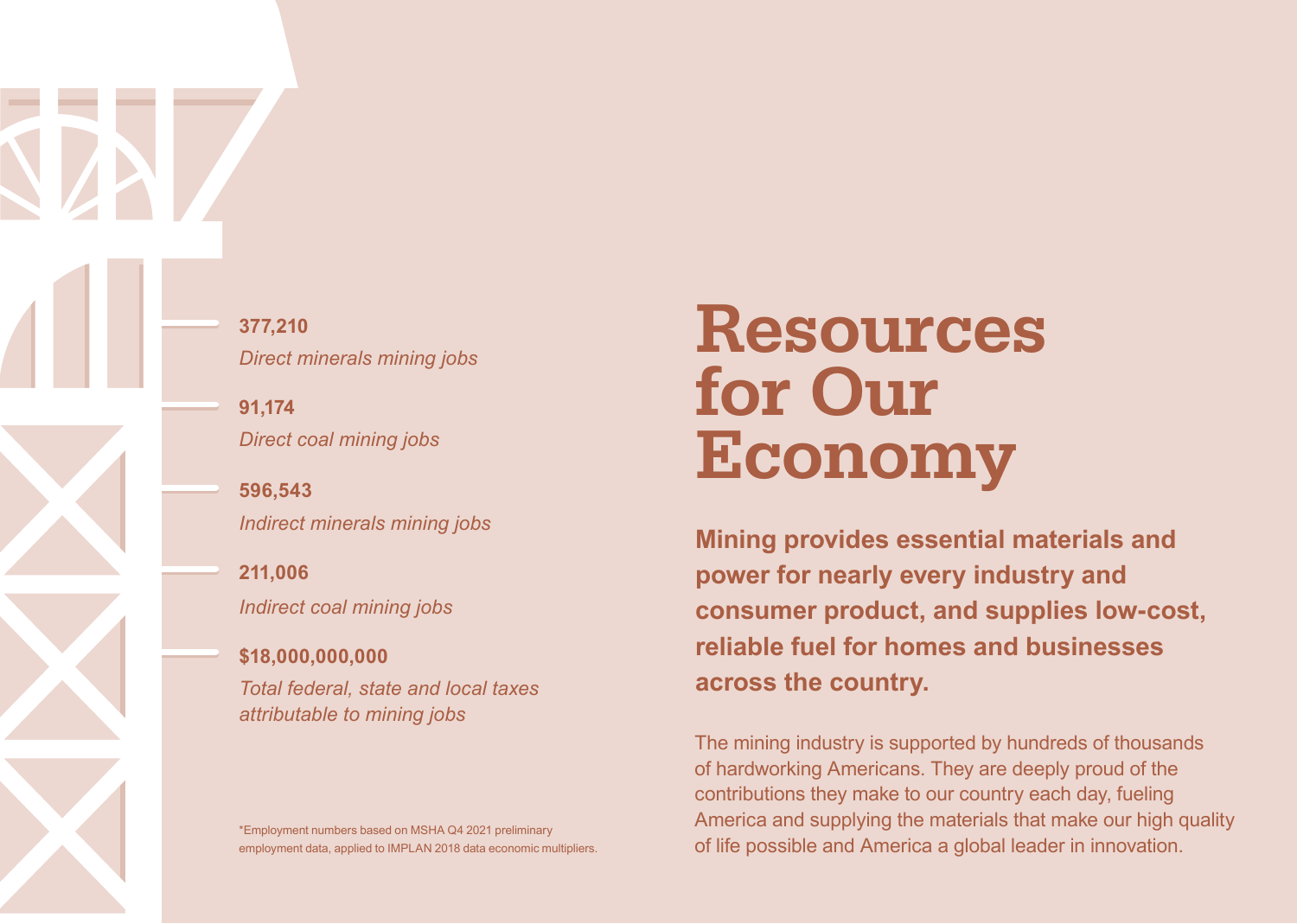# Resources for Our Economy

**Mining provides essential materials and power for nearly every industry and consumer product, and supplies low-cost, reliable fuel for homes and businesses across the country.**

The mining industry is supported by hundreds of thousands of hardworking Americans. They are deeply proud of the contributions they make to our country each day, fueling America and supplying the materials that make our high quality of life possible and America a global leader in innovation.

**377,210**
*Direct minerals mining jobs*

**91,174**
*Direct coal mining jobs*

**596,543**
*Indirect minerals mining jobs*

**211,006**
*Indirect coal mining jobs*

**$18,000,000,000**
*Total federal, state and local taxes attributable to mining jobs*

*Employment numbers based on MSHA Q4 2021 preliminary employment data, applied to IMPLAN 2018 data economic multipliers.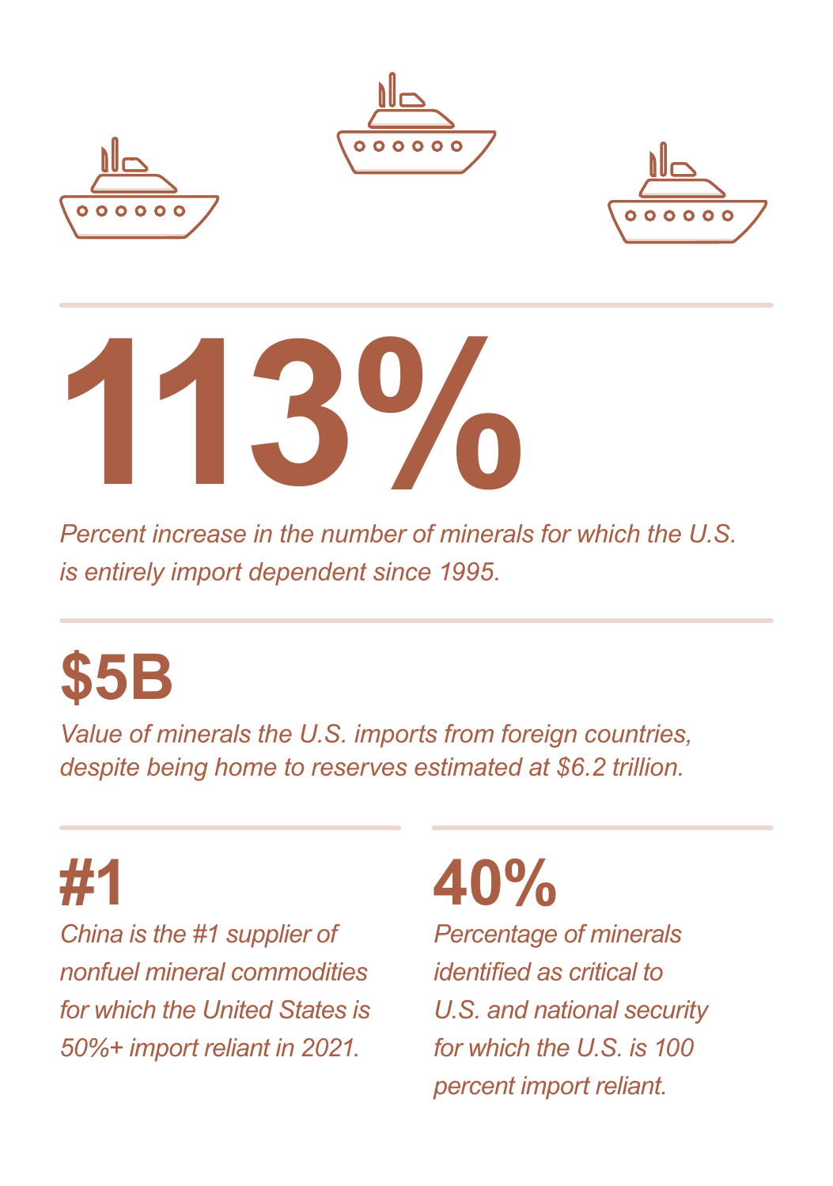# 113%

*Percent increase in the number of minerals for which the U.S. is entirely import dependent since 1995.*

# $5B

*Value of minerals the U.S. imports from foreign countries, despite being home to reserves estimated at $6.2 trillion.*

# #1

*China is the #1 supplier of nonfuel mineral commodities for which the United States is 50%+ import reliant in 2021.*

# 40%

*Percentage of minerals identified as critical to U.S. and national security for which the U.S. is 100 percent import reliant.*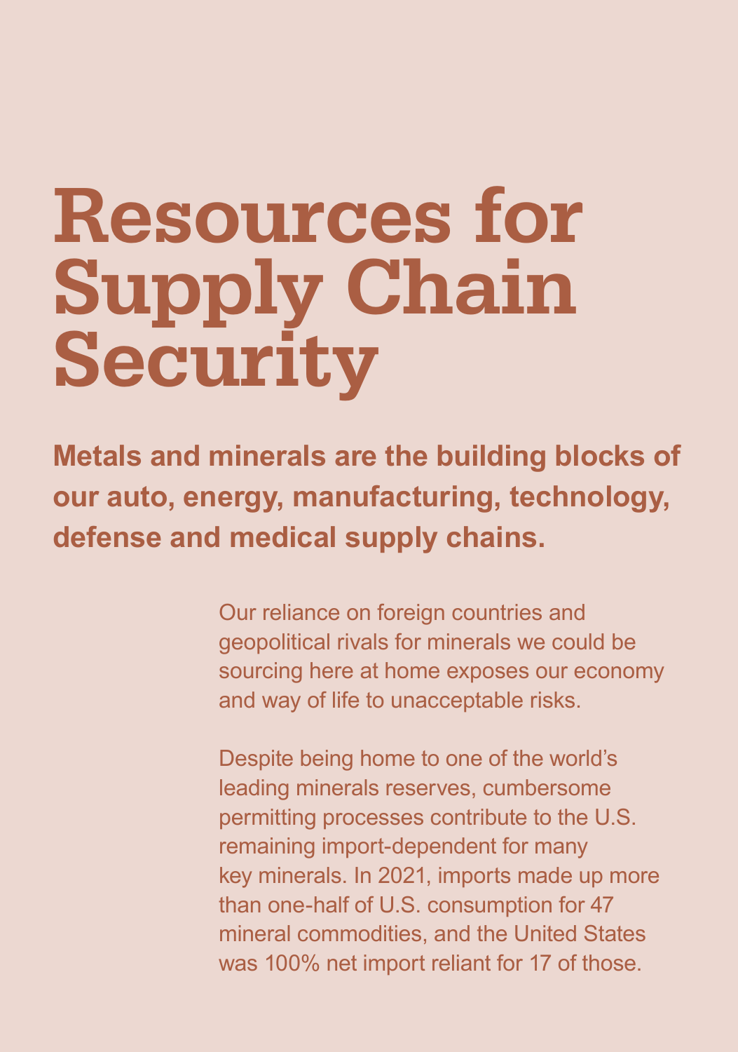# Resources for Supply Chain Security

**Metals and minerals are the building blocks of our auto, energy, manufacturing, technology, defense and medical supply chains.**

Our reliance on foreign countries and geopolitical rivals for minerals we could be sourcing here at home exposes our economy and way of life to unacceptable risks.

Despite being home to one of the world's leading minerals reserves, cumbersome permitting processes contribute to the U.S. remaining import-dependent for many key minerals. In 2021, imports made up more than one-half of U.S. consumption for 47 mineral commodities, and the United States was 100% net import reliant for 17 of those.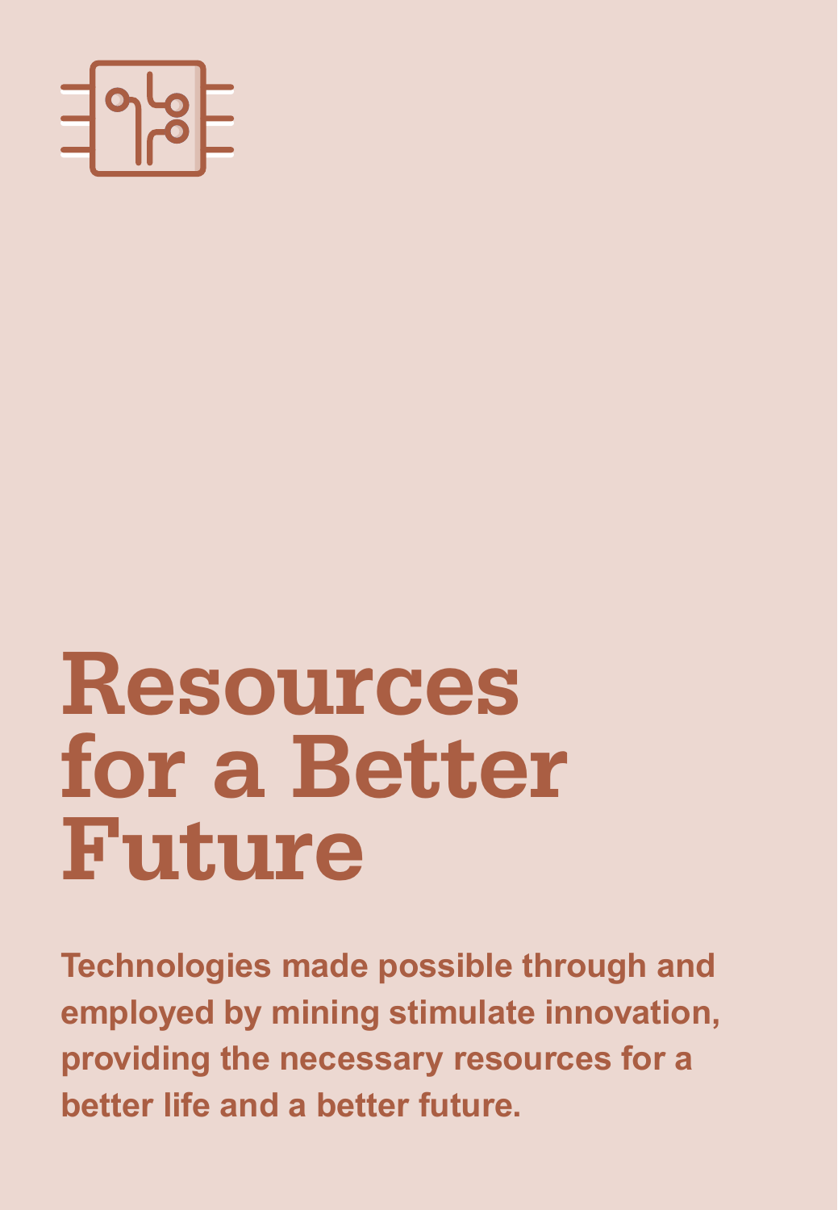# Resources for a Better Future

**Technologies made possible through and employed by mining stimulate innovation, providing the necessary resources for a better life and a better future.**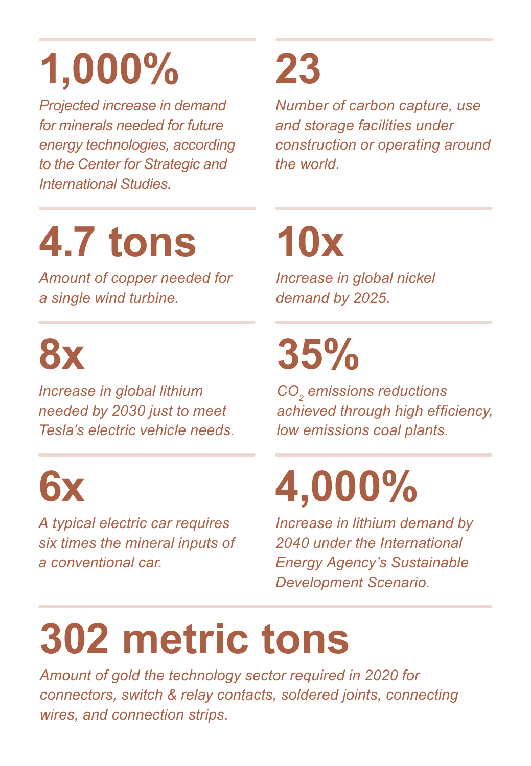**1,000%**

*Projected increase in demand for minerals needed for future energy technologies, according to the Center for Strategic and International Studies.*

**23**

*Number of carbon capture, use and storage facilities under construction or operating around the world.*

**4.7 tons**

*Amount of copper needed for a single wind turbine.*

**10x**

*Increase in global nickel demand by 2025.*

**8x**

*Increase in global lithium needed by 2030 just to meet Tesla's electric vehicle needs.*

**35%**

*$CO_2$ emissions reductions achieved through high efficiency, low emissions coal plants.*

**6x**

*A typical electric car requires six times the mineral inputs of a conventional car.*

**4,000%**

*Increase in lithium demand by 2040 under the International Energy Agency's Sustainable Development Scenario.*

**302 metric tons**

*Amount of gold the technology sector required in 2020 for connectors, switch & relay contacts, soldered joints, connecting wires, and connection strips.*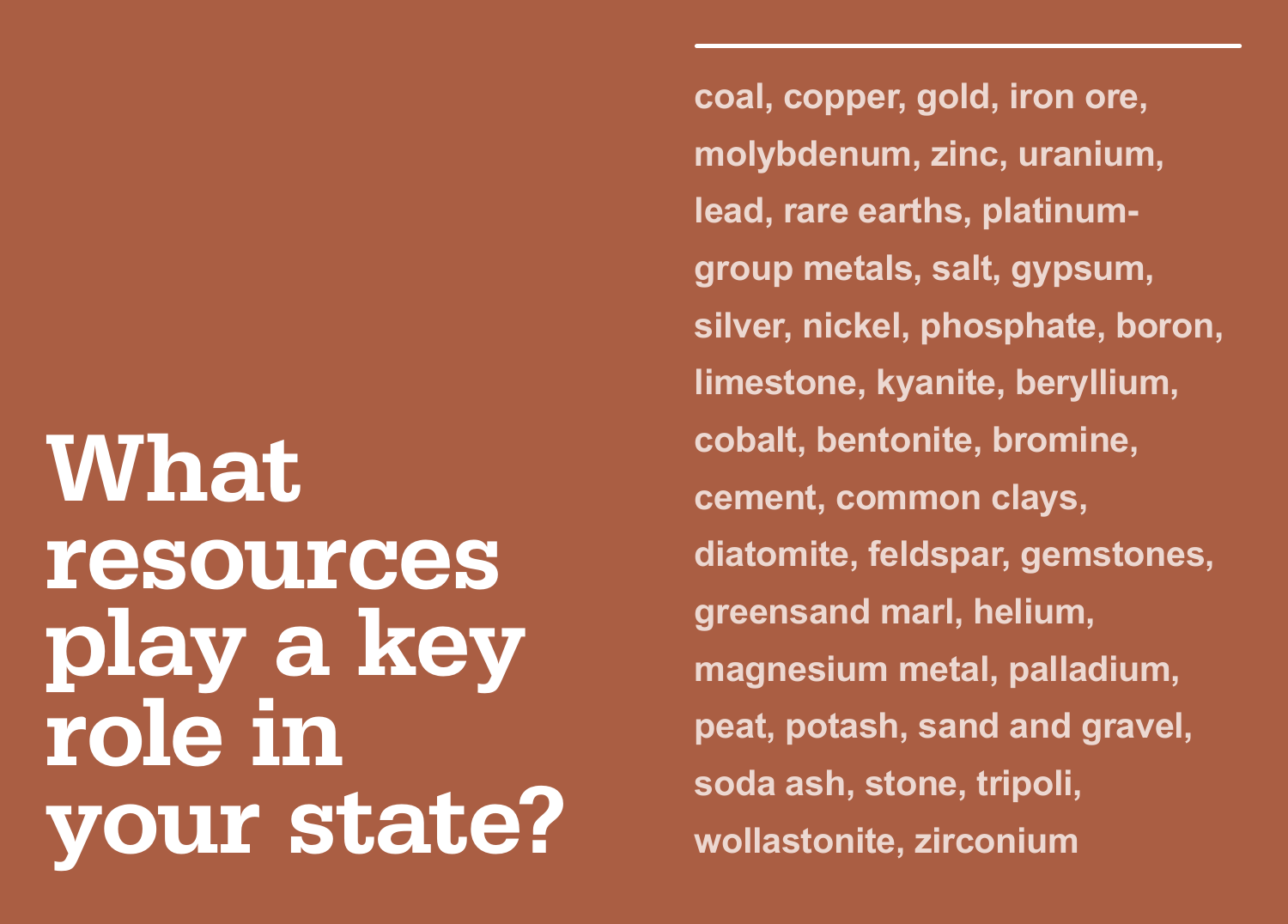# What resources play a key role in your state?

---

coal, copper, gold, iron ore, molybdenum, zinc, uranium, lead, rare earths, platinum-group metals, salt, gypsum, silver, nickel, phosphate, boron, limestone, kyanite, beryllium, cobalt, bentonite, bromine, cement, common clays, diatomite, feldspar, gemstones, greensand marl, helium, magnesium metal, palladium, peat, potash, sand and gravel, soda ash, stone, tripoli, wollastonite, zirconium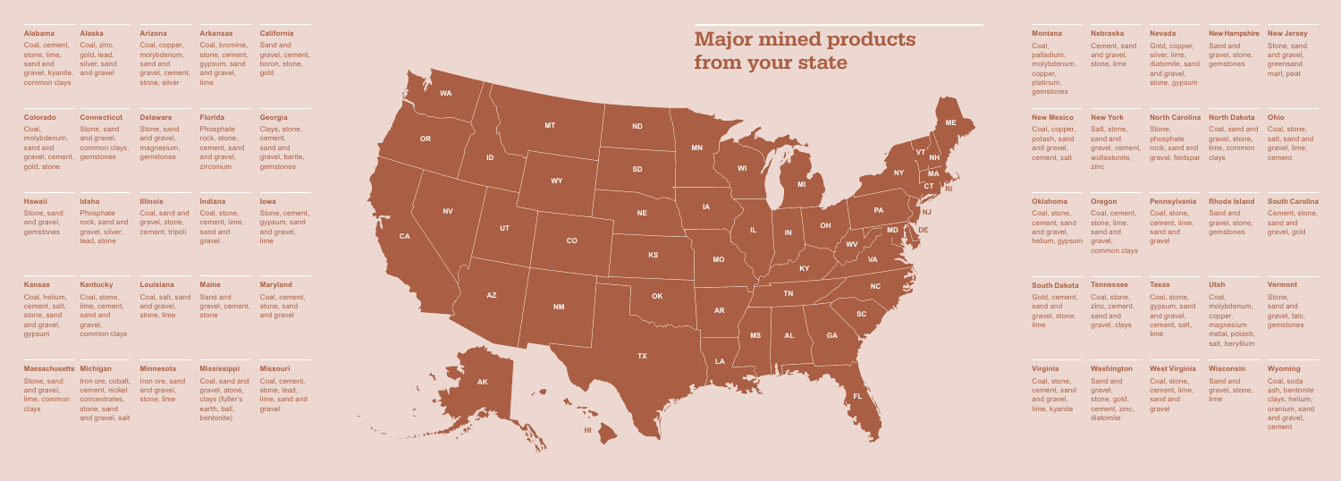# Major mined products from your state

**Alabama**
Coal, cement, stone, lime, sand and gravel, kyanite, common clays

**Alaska**
Coal, zinc, gold, lead, silver, sand and gravel

**Arizona**
Coal, copper, molybdenum, sand and gravel, cement, stone, silver

**Arkansas**
Coal, bromine, stone, cement, gypsum, sand and gravel, lime

**California**
Sand and gravel, cement, boron, stone, gold

**Colorado**
Coal, molybdenum, sand and gravel, cement, gold, stone

**Connecticut**
Stone, sand and gravel, common clays, gemstones

**Delaware**
Stone, sand and gravel, magnesium, gemstones

**Florida**
Phosphate rock, stone, cement, sand and gravel, zirconium

**Georgia**
Clays, stone, cement, sand and gravel, barite, gemstones

**Hawaii**
Stone, sand and gravel, gemstones

**Idaho**
Phosphate rock, sand and gravel, silver, lead, stone

**Illinois**
Coal, sand and gravel, stone, cement, tripoli

**Indiana**
Coal, stone, cement, lime, sand and gravel

**Iowa**
Stone, cement, gypsum, sand and gravel, lime

**Kansas**
Coal, helium, cement, salt, stone, sand and gravel, gypsum

**Kentucky**
Coal, stone, lime, cement, sand and gravel, common clays

**Louisiana**
Coal, salt, sand and gravel, stone, lime

**Maine**
Sand and gravel, cement, stone

**Maryland**
Coal, cement, stone, sand and gravel

**Massachusetts**
Stone, sand and gravel, lime, common clays

**Michigan**
Iron ore, cobalt, cement, nickel concentrates, stone, sand and gravel, salt

**Minnesota**
Iron ore, sand and gravel, stone, lime

**Mississippi**
Coal, sand and gravel, stone, clays (fuller's earth, ball, bentonite)

**Missouri**
Coal, cement, stone, lead, lime, sand and gravel

**Montana**
Coal, palladium, molybdenum, copper, platinum, gemstones

**Nebraska**
Cement, sand and gravel, stone, lime

**Nevada**
Gold, copper, silver, lime, diatomite, sand and gravel, stone, gypsum

**New Hampshire**
Sand and gravel, stone, gemstones

**New Jersey**
Stone, sand and gravel, greensand marl, peat

**New Mexico**
Coal, copper, potash, sand and gravel, cement, salt

**New York**
Salt, stone, sand and gravel, cement, wollastonite, zinc

**North Carolina**
Stone, phosphate rock, sand and gravel, feldspar

**North Dakota**
Coal, sand and gravel, stone, lime, common clays

**Ohio**
Coal, stone, salt, sand and gravel, lime, cement

**Oklahoma**
Coal, stone, cement, sand and gravel, helium, gypsum

**Oregon**
Coal, cement, stone, lime, sand and gravel, common clays

**Pennsylvania**
Coal, stone, cement, lime, sand and gravel

**Rhode Island**
Sand and gravel, stone, gemstones

**South Carolina**
Cement, stone, sand and gravel, gold

**South Dakota**
Gold, cement, sand and gravel, stone, lime

**Tennessee**
Coal, stone, zinc, cement, sand and gravel, clays

**Texas**
Coal, stone, gypsum, sand and gravel, cement, salt, lime

**Utah**
Coal, molybdenum, copper, magnesium metal, potash, salt, beryllium

**Vermont**
Stone, sand and gravel, talc, gemstones

**Virginia**
Coal, stone, cement, sand and gravel, lime, kyanite

**Washington**
Sand and gravel, stone, gold, cement, zinc, diatomite

**West Virginia**
Coal, stone, cement, lime, sand and gravel

**Wisconsin**
Sand and gravel, stone, lime

**Wyoming**
Coal, soda ash, bentonite clays, helium, uranium, sand and gravel, cement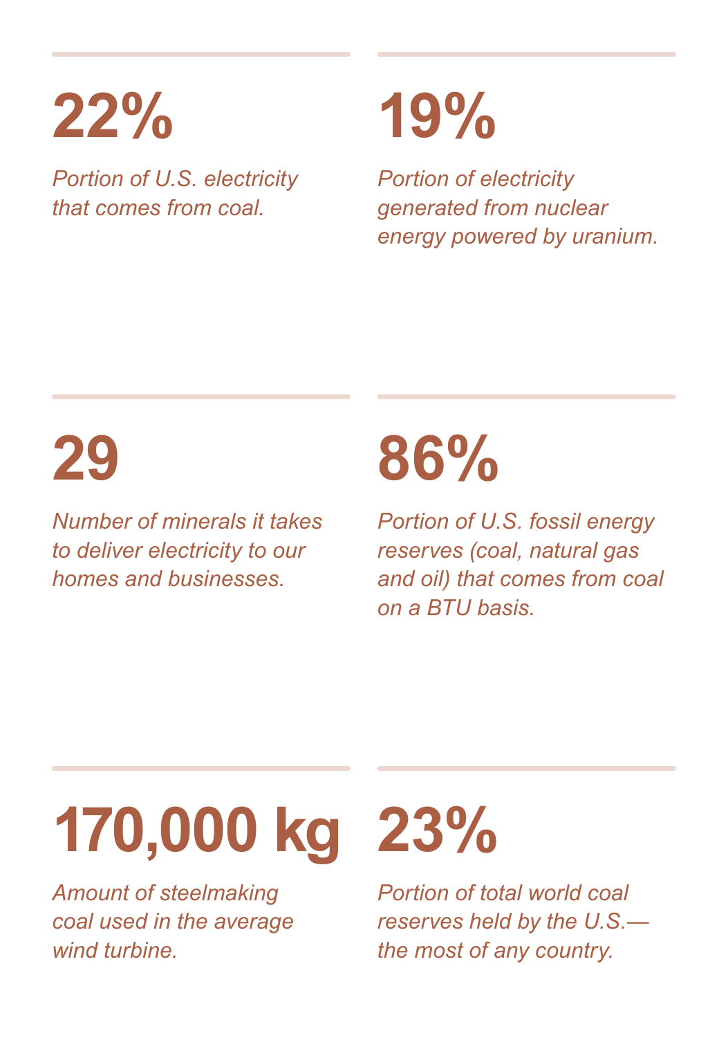**22%**

*Portion of U.S. electricity that comes from coal.*

**19%**

*Portion of electricity generated from nuclear energy powered by uranium.*

**29**

*Number of minerals it takes to deliver electricity to our homes and businesses.*

**86%**

*Portion of U.S. fossil energy reserves (coal, natural gas and oil) that comes from coal on a BTU basis.*

**170,000 kg**

*Amount of steelmaking coal used in the average wind turbine.*

**23%**

*Portion of total world coal reserves held by the U.S.—the most of any country.*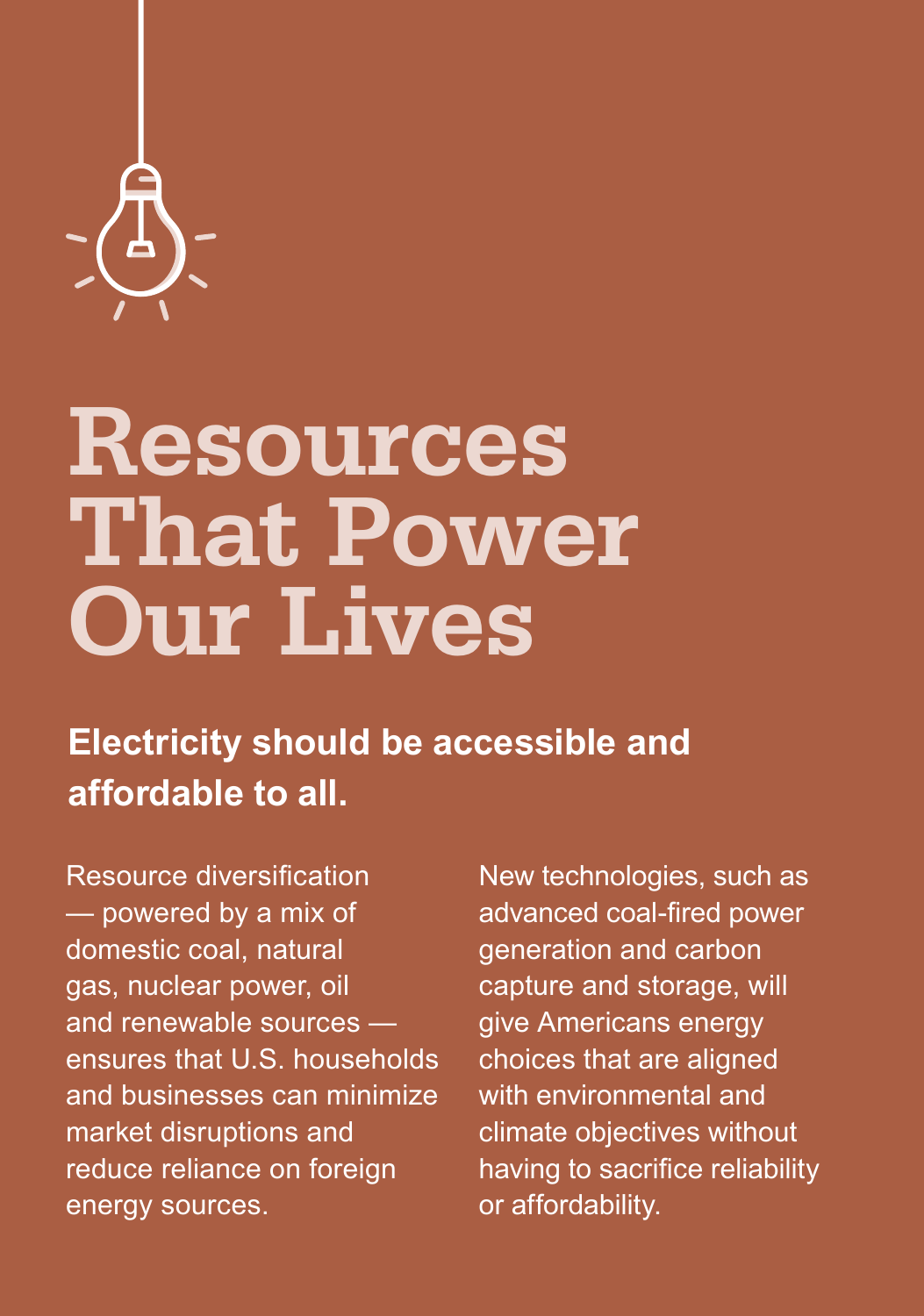# Resources That Power Our Lives

**Electricity should be accessible and affordable to all.**

Resource diversification — powered by a mix of domestic coal, natural gas, nuclear power, oil and renewable sources — ensures that U.S. households and businesses can minimize market disruptions and reduce reliance on foreign energy sources.

New technologies, such as advanced coal-fired power generation and carbon capture and storage, will give Americans energy choices that are aligned with environmental and climate objectives without having to sacrifice reliability or affordability.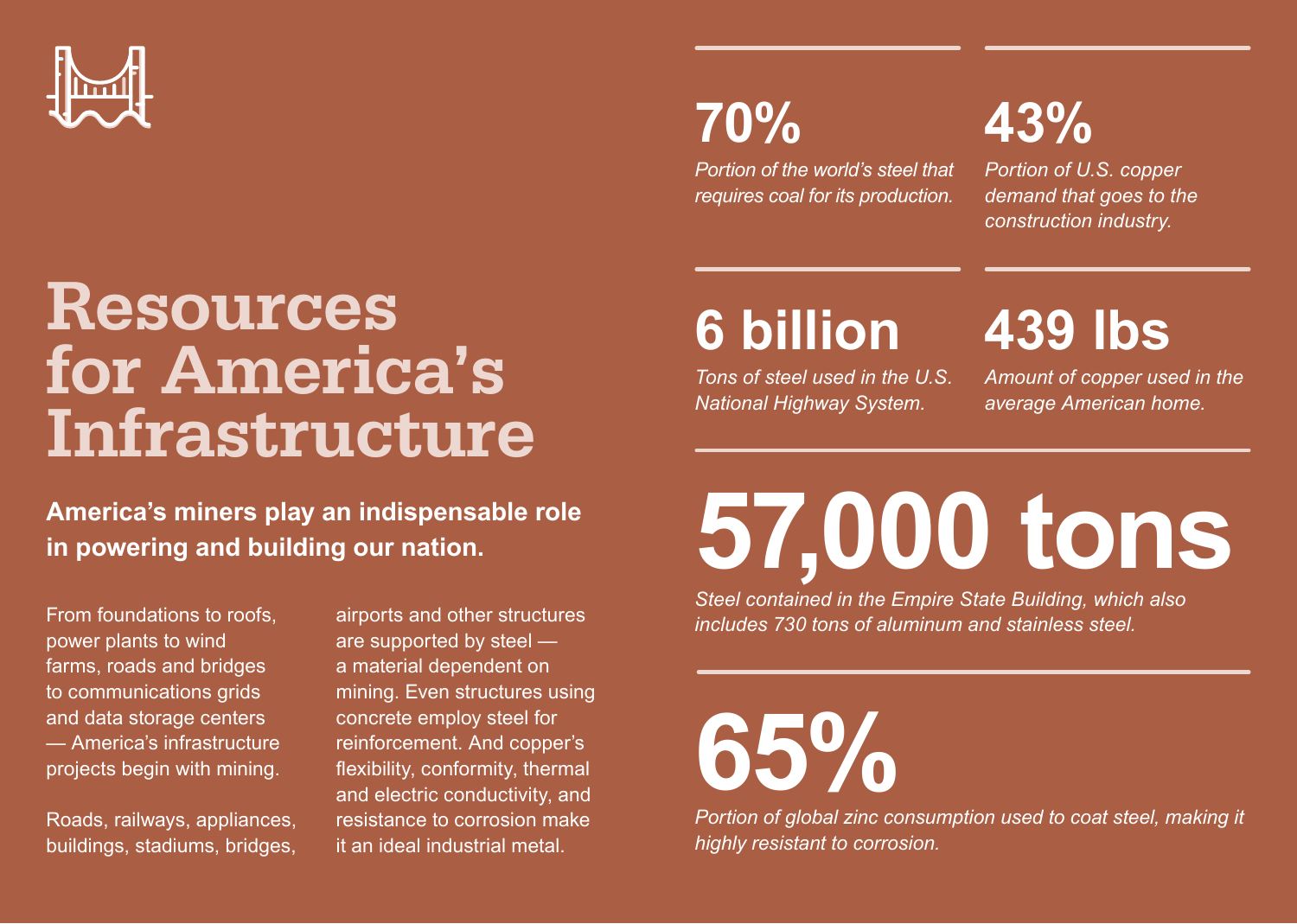# Resources for America's Infrastructure

**America's miners play an indispensable role in powering and building our nation.**

From foundations to roofs, power plants to wind farms, roads and bridges to communications grids and data storage centers — America's infrastructure projects begin with mining.

Roads, railways, appliances, buildings, stadiums, bridges, airports and other structures are supported by steel — a material dependent on mining. Even structures using concrete employ steel for reinforcement. And copper's flexibility, conformity, thermal and electric conductivity, and resistance to corrosion make it an ideal industrial metal.

## 70%

*Portion of the world's steel that requires coal for its production.*

## 43%

*Portion of U.S. copper demand that goes to the construction industry.*

## 6 billion

*Tons of steel used in the U.S. National Highway System.*

## 439 lbs

*Amount of copper used in the average American home.*

## 57,000 tons

*Steel contained in the Empire State Building, which also includes 730 tons of aluminum and stainless steel.*

## 65%

*Portion of global zinc consumption used to coat steel, making it highly resistant to corrosion.*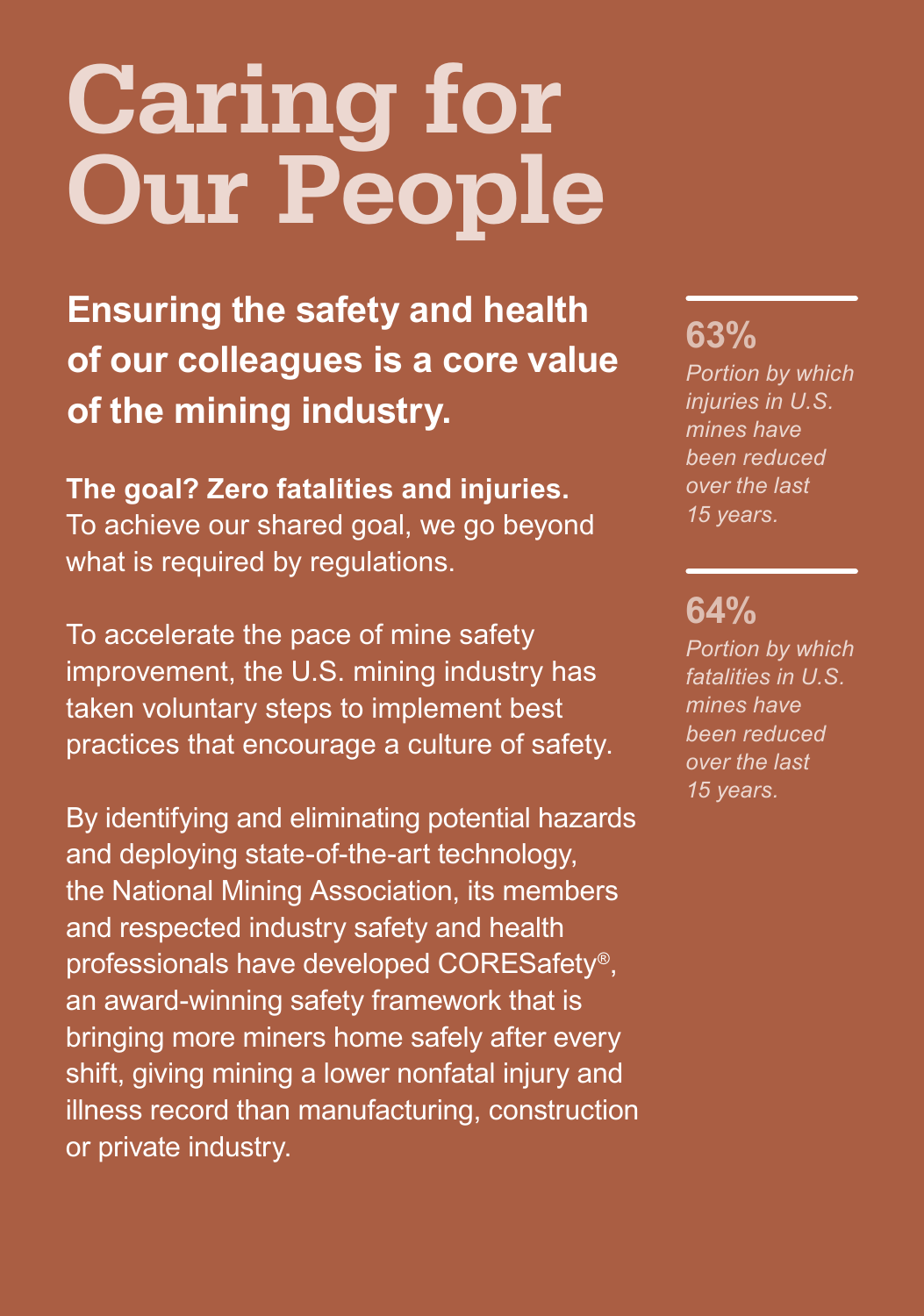# Caring for Our People

**Ensuring the safety and health of our colleagues is a core value of the mining industry.**

**The goal? Zero fatalities and injuries.** To achieve our shared goal, we go beyond what is required by regulations.

To accelerate the pace of mine safety improvement, the U.S. mining industry has taken voluntary steps to implement best practices that encourage a culture of safety.

By identifying and eliminating potential hazards and deploying state-of-the-art technology, the National Mining Association, its members and respected industry safety and health professionals have developed CORESafety®, an award-winning safety framework that is bringing more miners home safely after every shift, giving mining a lower nonfatal injury and illness record than manufacturing, construction or private industry.

**63%**

*Portion by which injuries in U.S. mines have been reduced over the last 15 years.*

**64%**

*Portion by which fatalities in U.S. mines have been reduced over the last 15 years.*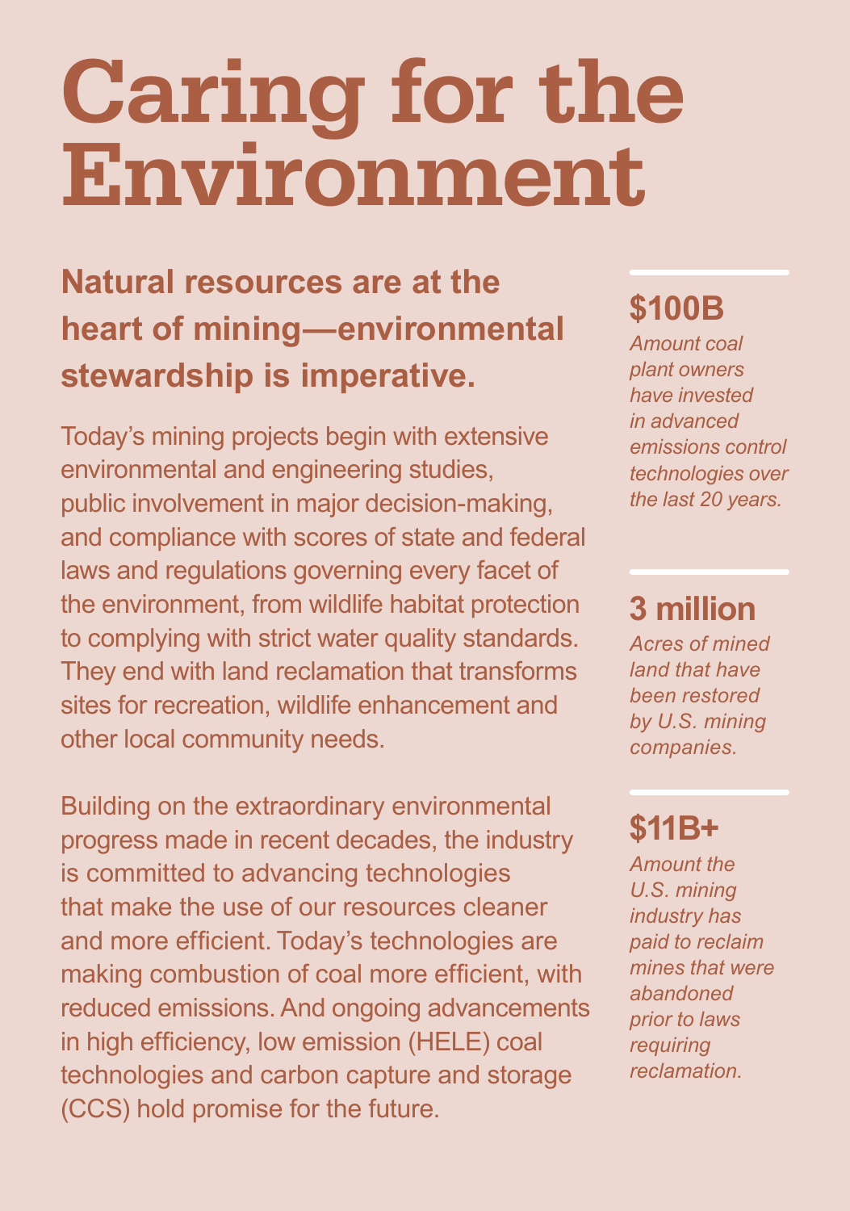# Caring for the Environment

## Natural resources are at the heart of mining—environmental stewardship is imperative.

Today's mining projects begin with extensive environmental and engineering studies, public involvement in major decision-making, and compliance with scores of state and federal laws and regulations governing every facet of the environment, from wildlife habitat protection to complying with strict water quality standards. They end with land reclamation that transforms sites for recreation, wildlife enhancement and other local community needs.

Building on the extraordinary environmental progress made in recent decades, the industry is committed to advancing technologies that make the use of our resources cleaner and more efficient. Today's technologies are making combustion of coal more efficient, with reduced emissions. And ongoing advancements in high efficiency, low emission (HELE) coal technologies and carbon capture and storage (CCS) hold promise for the future.

**$100B**

*Amount coal plant owners have invested in advanced emissions control technologies over the last 20 years.*

**3 million**

*Acres of mined land that have been restored by U.S. mining companies.*

**$11B+**

*Amount the U.S. mining industry has paid to reclaim mines that were abandoned prior to laws requiring reclamation.*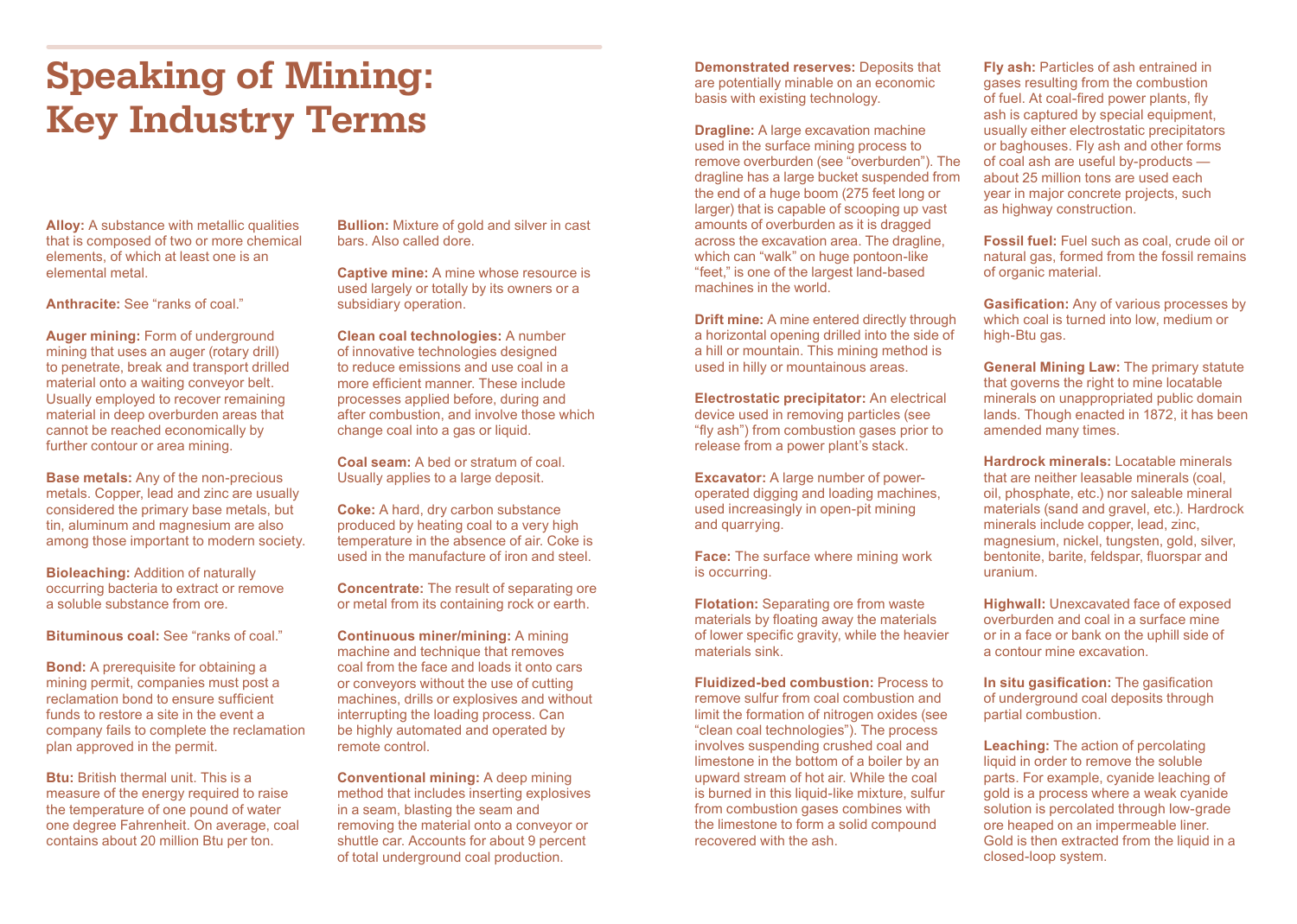# Speaking of Mining: Key Industry Terms

**Alloy:** A substance with metallic qualities that is composed of two or more chemical elements, of which at least one is an elemental metal.

**Anthracite:** See "ranks of coal."

**Auger mining:** Form of underground mining that uses an auger (rotary drill) to penetrate, break and transport drilled material onto a waiting conveyor belt. Usually employed to recover remaining material in deep overburden areas that cannot be reached economically by further contour or area mining.

**Base metals:** Any of the non-precious metals. Copper, lead and zinc are usually considered the primary base metals, but tin, aluminum and magnesium are also among those important to modern society.

**Bioleaching:** Addition of naturally occurring bacteria to extract or remove a soluble substance from ore.

**Bituminous coal:** See "ranks of coal."

**Bond:** A prerequisite for obtaining a mining permit, companies must post a reclamation bond to ensure sufficient funds to restore a site in the event a company fails to complete the reclamation plan approved in the permit.

**Btu:** British thermal unit. This is a measure of the energy required to raise the temperature of one pound of water one degree Fahrenheit. On average, coal contains about 20 million Btu per ton.

**Bullion:** Mixture of gold and silver in cast bars. Also called dore.

**Captive mine:** A mine whose resource is used largely or totally by its owners or a subsidiary operation.

**Clean coal technologies:** A number of innovative technologies designed to reduce emissions and use coal in a more efficient manner. These include processes applied before, during and after combustion, and involve those which change coal into a gas or liquid.

**Coal seam:** A bed or stratum of coal. Usually applies to a large deposit.

**Coke:** A hard, dry carbon substance produced by heating coal to a very high temperature in the absence of air. Coke is used in the manufacture of iron and steel.

**Concentrate:** The result of separating ore or metal from its containing rock or earth.

**Continuous miner/mining:** A mining machine and technique that removes coal from the face and loads it onto cars or conveyors without the use of cutting machines, drills or explosives and without interrupting the loading process. Can be highly automated and operated by remote control.

**Conventional mining:** A deep mining method that includes inserting explosives in a seam, blasting the seam and removing the material onto a conveyor or shuttle car. Accounts for about 9 percent of total underground coal production.

**Demonstrated reserves:** Deposits that are potentially minable on an economic basis with existing technology.

**Dragline:** A large excavation machine used in the surface mining process to remove overburden (see "overburden"). The dragline has a large bucket suspended from the end of a huge boom (275 feet long or larger) that is capable of scooping up vast amounts of overburden as it is dragged across the excavation area. The dragline, which can "walk" on huge pontoon-like "feet," is one of the largest land-based machines in the world.

**Drift mine:** A mine entered directly through a horizontal opening drilled into the side of a hill or mountain. This mining method is used in hilly or mountainous areas.

**Electrostatic precipitator:** An electrical device used in removing particles (see "fly ash") from combustion gases prior to release from a power plant's stack.

**Excavator:** A large number of power-operated digging and loading machines, used increasingly in open-pit mining and quarrying.

**Face:** The surface where mining work is occurring.

**Flotation:** Separating ore from waste materials by floating away the materials of lower specific gravity, while the heavier materials sink.

**Fluidized-bed combustion:** Process to remove sulfur from coal combustion and limit the formation of nitrogen oxides (see "clean coal technologies"). The process involves suspending crushed coal and limestone in the bottom of a boiler by an upward stream of hot air. While the coal is burned in this liquid-like mixture, sulfur from combustion gases combines with the limestone to form a solid compound recovered with the ash.

**Fly ash:** Particles of ash entrained in gases resulting from the combustion of fuel. At coal-fired power plants, fly ash is captured by special equipment, usually either electrostatic precipitators or baghouses. Fly ash and other forms of coal ash are useful by-products — about 25 million tons are used each year in major concrete projects, such as highway construction.

**Fossil fuel:** Fuel such as coal, crude oil or natural gas, formed from the fossil remains of organic material.

**Gasification:** Any of various processes by which coal is turned into low, medium or high-Btu gas.

**General Mining Law:** The primary statute that governs the right to mine locatable minerals on unappropriated public domain lands. Though enacted in 1872, it has been amended many times.

**Hardrock minerals:** Locatable minerals that are neither leasable minerals (coal, oil, phosphate, etc.) nor saleable mineral materials (sand and gravel, etc.). Hardrock minerals include copper, lead, zinc, magnesium, nickel, tungsten, gold, silver, bentonite, barite, feldspar, fluorspar and uranium.

**Highwall:** Unexcavated face of exposed overburden and coal in a surface mine or in a face or bank on the uphill side of a contour mine excavation.

**In situ gasification:** The gasification of underground coal deposits through partial combustion.

**Leaching:** The action of percolating liquid in order to remove the soluble parts. For example, cyanide leaching of gold is a process where a weak cyanide solution is percolated through low-grade ore heaped on an impermeable liner. Gold is then extracted from the liquid in a closed-loop system.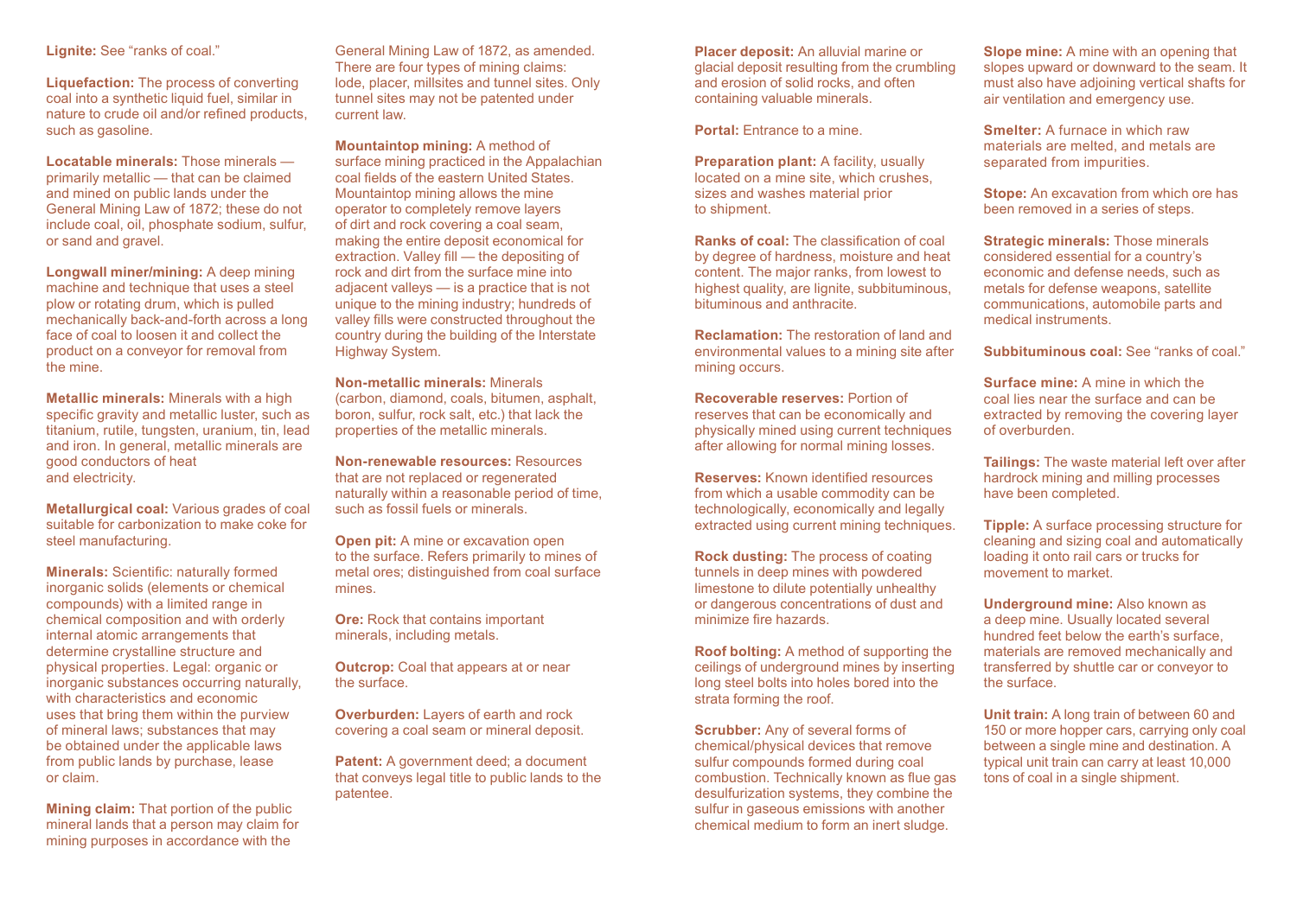**Lignite:** See "ranks of coal."

**Liquefaction:** The process of converting coal into a synthetic liquid fuel, similar in nature to crude oil and/or refined products, such as gasoline.

**Locatable minerals:** Those minerals — primarily metallic — that can be claimed and mined on public lands under the General Mining Law of 1872; these do not include coal, oil, phosphate sodium, sulfur, or sand and gravel.

**Longwall miner/mining:** A deep mining machine and technique that uses a steel plow or rotating drum, which is pulled mechanically back-and-forth across a long face of coal to loosen it and collect the product on a conveyor for removal from the mine.

**Metallic minerals:** Minerals with a high specific gravity and metallic luster, such as titanium, rutile, tungsten, uranium, tin, lead and iron. In general, metallic minerals are good conductors of heat and electricity.

**Metallurgical coal:** Various grades of coal suitable for carbonization to make coke for steel manufacturing.

**Minerals:** Scientific: naturally formed inorganic solids (elements or chemical compounds) with a limited range in chemical composition and with orderly internal atomic arrangements that determine crystalline structure and physical properties. Legal: organic or inorganic substances occurring naturally, with characteristics and economic uses that bring them within the purview of mineral laws; substances that may be obtained under the applicable laws from public lands by purchase, lease or claim.

**Mining claim:** That portion of the public mineral lands that a person may claim for mining purposes in accordance with the General Mining Law of 1872, as amended. There are four types of mining claims: lode, placer, millsites and tunnel sites. Only tunnel sites may not be patented under current law.

**Mountaintop mining:** A method of surface mining practiced in the Appalachian coal fields of the eastern United States. Mountaintop mining allows the mine operator to completely remove layers of dirt and rock covering a coal seam, making the entire deposit economical for extraction. Valley fill — the depositing of rock and dirt from the surface mine into adjacent valleys — is a practice that is not unique to the mining industry; hundreds of valley fills were constructed throughout the country during the building of the Interstate Highway System.

**Non-metallic minerals:** Minerals (carbon, diamond, coals, bitumen, asphalt, boron, sulfur, rock salt, etc.) that lack the properties of the metallic minerals.

**Non-renewable resources:** Resources that are not replaced or regenerated naturally within a reasonable period of time, such as fossil fuels or minerals.

**Open pit:** A mine or excavation open to the surface. Refers primarily to mines of metal ores; distinguished from coal surface mines.

**Ore:** Rock that contains important minerals, including metals.

**Outcrop:** Coal that appears at or near the surface.

**Overburden:** Layers of earth and rock covering a coal seam or mineral deposit.

**Patent:** A government deed; a document that conveys legal title to public lands to the patentee.

**Placer deposit:** An alluvial marine or glacial deposit resulting from the crumbling and erosion of solid rocks, and often containing valuable minerals.

**Portal:** Entrance to a mine.

**Preparation plant:** A facility, usually located on a mine site, which crushes, sizes and washes material prior to shipment.

**Ranks of coal:** The classification of coal by degree of hardness, moisture and heat content. The major ranks, from lowest to highest quality, are lignite, subbituminous, bituminous and anthracite.

**Reclamation:** The restoration of land and environmental values to a mining site after mining occurs.

**Recoverable reserves:** Portion of reserves that can be economically and physically mined using current techniques after allowing for normal mining losses.

**Reserves:** Known identified resources from which a usable commodity can be technologically, economically and legally extracted using current mining techniques.

**Rock dusting:** The process of coating tunnels in deep mines with powdered limestone to dilute potentially unhealthy or dangerous concentrations of dust and minimize fire hazards.

**Roof bolting:** A method of supporting the ceilings of underground mines by inserting long steel bolts into holes bored into the strata forming the roof.

**Scrubber:** Any of several forms of chemical/physical devices that remove sulfur compounds formed during coal combustion. Technically known as flue gas desulfurization systems, they combine the sulfur in gaseous emissions with another chemical medium to form an inert sludge.

**Slope mine:** A mine with an opening that slopes upward or downward to the seam. It must also have adjoining vertical shafts for air ventilation and emergency use.

**Smelter:** A furnace in which raw materials are melted, and metals are separated from impurities.

**Stope:** An excavation from which ore has been removed in a series of steps.

**Strategic minerals:** Those minerals considered essential for a country's economic and defense needs, such as metals for defense weapons, satellite communications, automobile parts and medical instruments.

**Subbituminous coal:** See "ranks of coal."

**Surface mine:** A mine in which the coal lies near the surface and can be extracted by removing the covering layer of overburden.

**Tailings:** The waste material left over after hardrock mining and milling processes have been completed.

**Tipple:** A surface processing structure for cleaning and sizing coal and automatically loading it onto rail cars or trucks for movement to market.

**Underground mine:** Also known as a deep mine. Usually located several hundred feet below the earth's surface, materials are removed mechanically and transferred by shuttle car or conveyor to the surface.

**Unit train:** A long train of between 60 and 150 or more hopper cars, carrying only coal between a single mine and destination. A typical unit train can carry at least 10,000 tons of coal in a single shipment.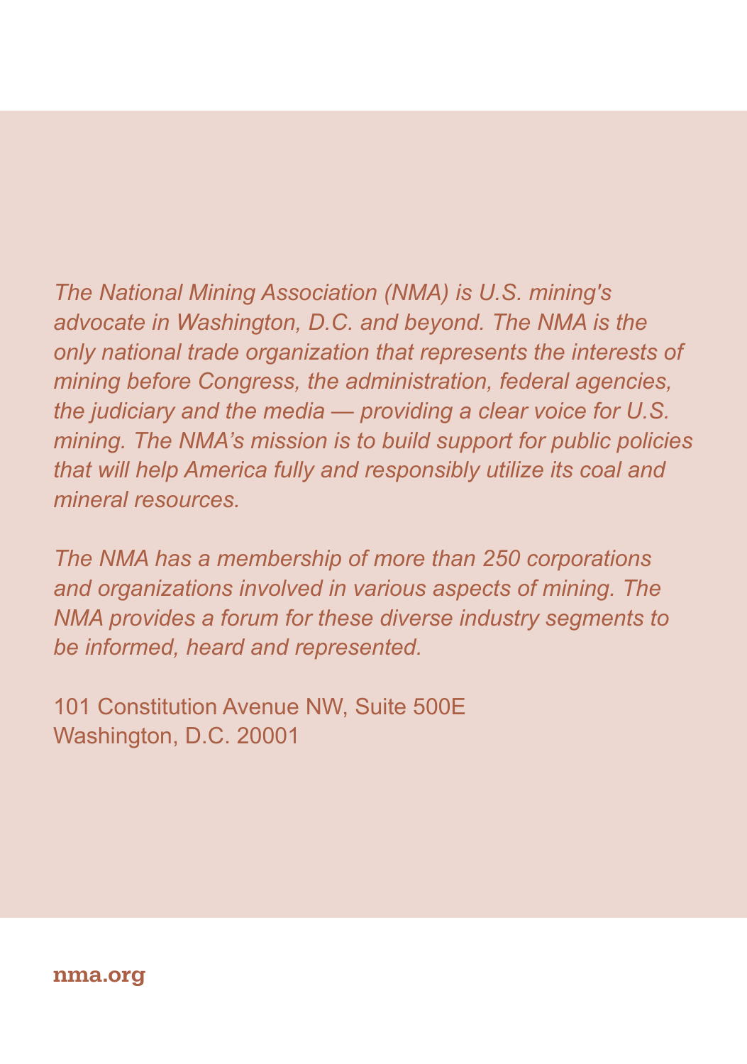*The National Mining Association (NMA) is U.S. mining's advocate in Washington, D.C. and beyond. The NMA is the only national trade organization that represents the interests of mining before Congress, the administration, federal agencies, the judiciary and the media — providing a clear voice for U.S. mining. The NMA's mission is to build support for public policies that will help America fully and responsibly utilize its coal and mineral resources.*

*The NMA has a membership of more than 250 corporations and organizations involved in various aspects of mining. The NMA provides a forum for these diverse industry segments to be informed, heard and represented.*

101 Constitution Avenue NW, Suite 500E
Washington, D.C. 20001

**nma.org**